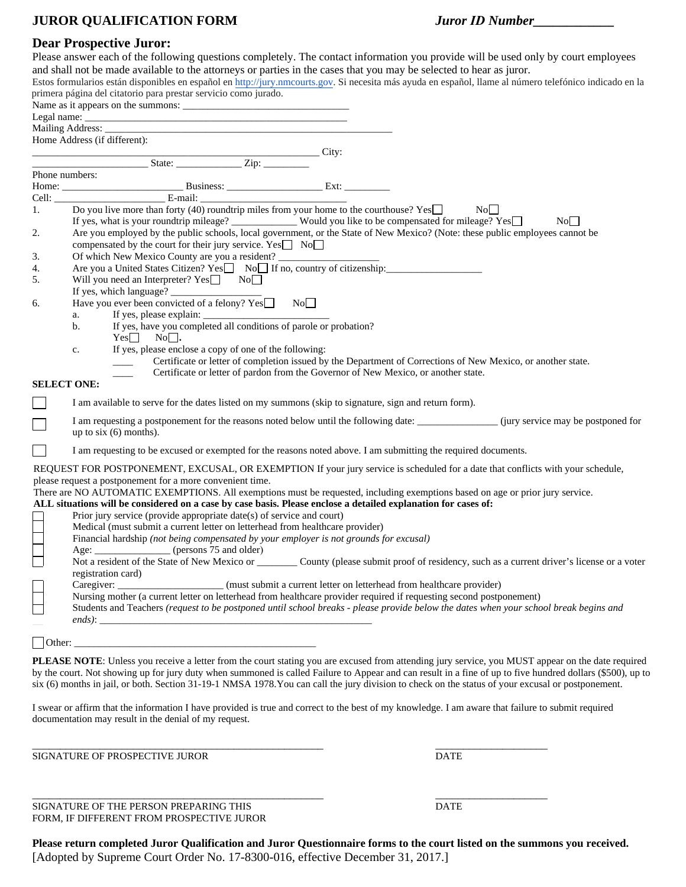# JURY QUALIFICATION FORM

**JUROR QUALIFICATION FORM** *Juror ID Number____________*

## Dear Prospective Juror:

Please answer each of the following questions completely. The contact information you provide will be used only by court employees and shall not be made available to the attorneys or parties in the cases that you may be selected to hear as juror.

Estos formularios están disponibles en español en http://jury.nmcourts.gov. Si necesita más ayuda en español, llame al número telefónico indicado en la primera página del citatorio para prestar servicio como jurado.

Name as it appears on the summons: ________________________________

Legal name: ________________________________________________

Mailing Address: _______________________________________________________

Home Address (if different):

_______________________________________________________ City: ______________________ State: _____________ Zip: _________

Phone numbers:

Home: ________________________ Business: ___________________ Ext: _________

Cell: ______________________ E-mail: ____________________________

1. Do you live more than forty (40) roundtrip miles from your home to the courthouse? Yes☐ No☐
   If yes, what is your roundtrip mileage? _____________ Would you like to be compensated for mileage? Yes☐ No☐
2. Are you employed by the public schools, local government, or the State of New Mexico? (Note: these public employees cannot be compensated by the court for their jury service. Yes☐ No☐
3. Of which New Mexico County are you a resident? ___________________
4. Are you a United States Citizen? Yes☐ No☐ If no, country of citizenship:__________________
5. Will you need an Interpreter? Yes☐ No☐
   If yes, which language? __________________
6. Have you ever been convicted of a felony? Yes☐ No☐
   a. If yes, please explain: ________________________
   b. If yes, have you completed all conditions of parole or probation?
      Yes☐ No☐.
   c. If yes, please enclose a copy of one of the following:
      ____ Certificate or letter of completion issued by the Department of Corrections of New Mexico, or another state.
      ____ Certificate or letter of pardon from the Governor of New Mexico, or another state.

**SELECT ONE:**

☐ I am available to serve for the dates listed on my summons (skip to signature, sign and return form).

☐ I am requesting a postponement for the reasons noted below until the following date: ________________ (jury service may be postponed for up to six (6) months).

☐ I am requesting to be excused or exempted for the reasons noted above. I am submitting the required documents.

REQUEST FOR POSTPONEMENT, EXCUSAL, OR EXEMPTION If your jury service is scheduled for a date that conflicts with your schedule, please request a postponement for a more convenient time.

There are NO AUTOMATIC EXEMPTIONS. All exemptions must be requested, including exemptions based on age or prior jury service.

**ALL situations will be considered on a case by case basis. Please enclose a detailed explanation for cases of:**

☐ Prior jury service (provide appropriate date(s) of service and court)

☐ Medical (must submit a current letter on letterhead from healthcare provider)

☐ Financial hardship *(not being compensated by your employer is not grounds for excusal)*

☐ Age: _______________ (persons 75 and older)

☐ Not a resident of the State of New Mexico or ________ County (please submit proof of residency, such as a current driver's license or a voter registration card)

☐ Caregiver: ______________________ (must submit a current letter on letterhead from healthcare provider)

☐ Nursing mother (a current letter on letterhead from healthcare provider required if requesting second postponement)

☐ Students and Teachers *(request to be postponed until school breaks - please provide below the dates when your school break begins and ends)*: _________________________________________________________

☐ Other: ___________________________________________________

**PLEASE NOTE**: Unless you receive a letter from the court stating you are excused from attending jury service, you MUST appear on the date required by the court. Not showing up for jury duty when summoned is called Failure to Appear and can result in a fine of up to five hundred dollars ($500), up to six (6) months in jail, or both. Section 31-19-1 NMSA 1978.You can call the jury division to check on the status of your excusal or postponement.

I swear or affirm that the information I have provided is true and correct to the best of my knowledge. I am aware that failure to submit required documentation may result in the denial of my request.

_________________________________________________________ ______________________

SIGNATURE OF PROSPECTIVE JUROR DATE

_________________________________________________________ ______________________

SIGNATURE OF THE PERSON PREPARING THIS FORM, IF DIFFERENT FROM PROSPECTIVE JUROR DATE

**Please return completed Juror Qualification and Juror Questionnaire forms to the court listed on the summons you received.**

[Adopted by Supreme Court Order No. 17-8300-016, effective December 31, 2017.]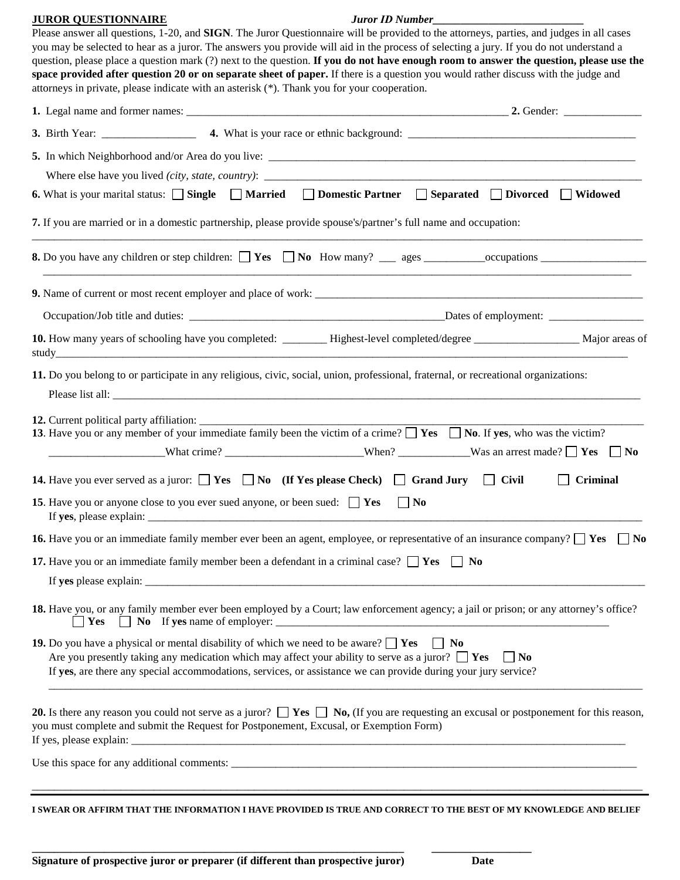**JUROR QUESTIONNAIRE** ***Juror ID Number***___________________________

Please answer all questions, 1-20, and **SIGN**. The Juror Questionnaire will be provided to the attorneys, parties, and judges in all cases you may be selected to hear as a juror. The answers you provide will aid in the process of selecting a jury. If you do not understand a question, please place a question mark (?) next to the question. **If you do not have enough room to answer the question, please use the space provided after question 20 or on separate sheet of paper.** If there is a question you would rather discuss with the judge and attorneys in private, please indicate with an asterisk (*). Thank you for your cooperation.

**1.** Legal name and former names: ____________________________________________________________ **2.** Gender: ______________

**3.** Birth Year: _________________ **4.** What is your race or ethnic background: _________________________________________

**5.** In which Neighborhood and/or Area do you live: _____________________________________________________________________

Where else have you lived *(city, state, country)*: ____________________________________________________________________

**6.** What is your marital status: ☐ **Single** ☐ **Married** ☐ **Domestic Partner** ☐ **Separated** ☐ **Divorced** ☐ **Widowed**

**7.** If you are married or in a domestic partnership, please provide spouse's/partner's full name and occupation:

_______________________________________________________________________________________________________________

**8.** Do you have any children or step children: ☐ **Yes** ☐ **No** How many? ___ ages ___________occupations ____________________

_______________________________________________________________________________________________________________

**9.** Name of current or most recent employer and place of work: ______________________________________________________________

Occupation/Job title and duties: ______________________________________________Dates of employment: _________________

**10.** How many years of schooling have you completed: ________ Highest-level completed/degree ___________________ Major areas of study_____________________________________________________________________________________________________________

**11.** Do you belong to or participate in any religious, civic, social, union, professional, fraternal, or recreational organizations:

Please list all: _______________________________________________________________________________________________________

**12.** Current political party affiliation: ______________________________________________________________________________

**13**. Have you or any member of your immediate family been the victim of a crime? ☐ **Yes** ☐ **No**. If **yes**, who was the victim?

_____________________What crime? _________________________When? _____________Was an arrest made? ☐ **Yes** ☐ **No**

**14.** Have you ever served as a juror: ☐ **Yes** ☐ **No** **(If Yes please Check)** ☐ **Grand Jury** ☐ **Civil** ☐ **Criminal**

**15**. Have you or anyone close to you ever sued anyone, or been sued: ☐ **Yes** ☐ **No**

If **yes**, please explain: ______________________________________________________________________________________________

**16.** Have you or an immediate family member ever been an agent, employee, or representative of an insurance company? ☐ **Yes** ☐ **No**

**17.** Have you or an immediate family member been a defendant in a criminal case? ☐ **Yes** ☐ **No**

If **yes** please explain: ______________________________________________________________________________________________

**18.** Have you, or any family member ever been employed by a Court; law enforcement agency; a jail or prison; or any attorney's office?

☐ **Yes** ☐ **No** If **yes** name of employer: ________________________________________________________________________

**19.** Do you have a physical or mental disability of which we need to be aware? ☐ **Yes** ☐ **No**

Are you presently taking any medication which may affect your ability to serve as a juror? ☐ **Yes** ☐ **No**

If **yes**, are there any special accommodations, services, or assistance we can provide during your jury service?

_______________________________________________________________________________________________________________

**20.** Is there any reason you could not serve as a juror? ☐ **Yes** ☐ **No,** (If you are requesting an excusal or postponement for this reason, you must complete and submit the Request for Postponement, Excusal, or Exemption Form)

If yes, please explain: _________________________________________________________________________________________________

Use this space for any additional comments: _________________________________________________________________________

_______________________________________________________________________________________________________________

**I SWEAR OR AFFIRM THAT THE INFORMATION I HAVE PROVIDED IS TRUE AND CORRECT TO THE BEST OF MY KNOWLEDGE AND BELIEF**

_____________________________________________________________________ __________________

**Signature of prospective juror or preparer (if different than prospective juror)** **Date**